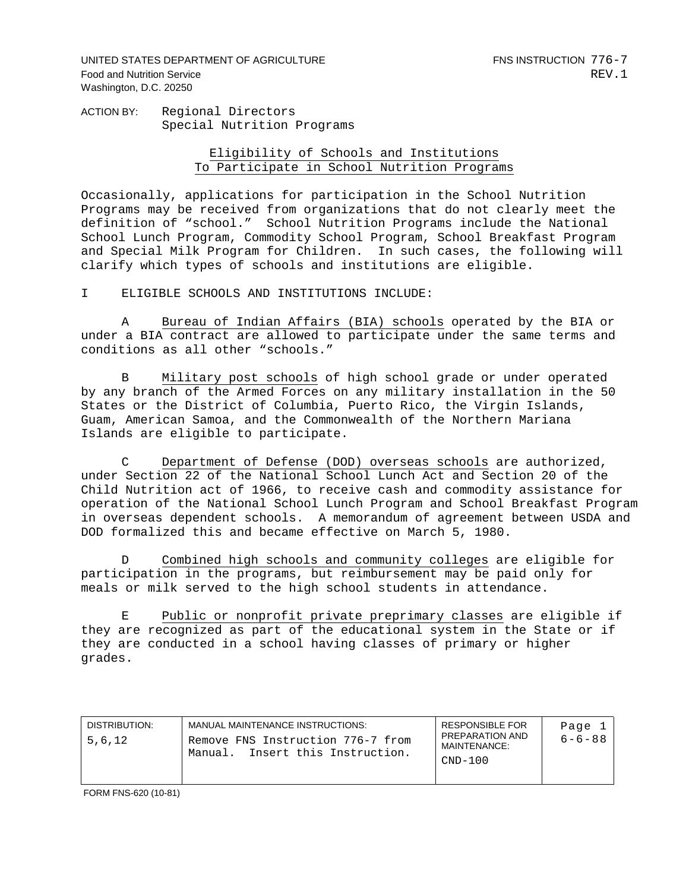UNITED STATES DEPARTMENT OF AGRICULTURE
Food and Nutrition Service
Washington, D.C. 20250

FNS INSTRUCTION 776-7
REV.1

ACTION BY: Regional Directors
Special Nutrition Programs

## Eligibility of Schools and Institutions To Participate in School Nutrition Programs

Occasionally, applications for participation in the School Nutrition Programs may be received from organizations that do not clearly meet the definition of "school." School Nutrition Programs include the National School Lunch Program, Commodity School Program, School Breakfast Program and Special Milk Program for Children. In such cases, the following will clarify which types of schools and institutions are eligible.

I ELIGIBLE SCHOOLS AND INSTITUTIONS INCLUDE:

A Bureau of Indian Affairs (BIA) schools operated by the BIA or under a BIA contract are allowed to participate under the same terms and conditions as all other "schools."

B Military post schools of high school grade or under operated by any branch of the Armed Forces on any military installation in the 50 States or the District of Columbia, Puerto Rico, the Virgin Islands, Guam, American Samoa, and the Commonwealth of the Northern Mariana Islands are eligible to participate.

C Department of Defense (DOD) overseas schools are authorized, under Section 22 of the National School Lunch Act and Section 20 of the Child Nutrition act of 1966, to receive cash and commodity assistance for operation of the National School Lunch Program and School Breakfast Program in overseas dependent schools. A memorandum of agreement between USDA and DOD formalized this and became effective on March 5, 1980.

D Combined high schools and community colleges are eligible for participation in the programs, but reimbursement may be paid only for meals or milk served to the high school students in attendance.

E Public or nonprofit private preprimary classes are eligible if they are recognized as part of the educational system in the State or if they are conducted in a school having classes of primary or higher grades.

| DISTRIBUTION: | MANUAL MAINTENANCE INSTRUCTIONS: | RESPONSIBLE FOR PREPARATION AND MAINTENANCE: | Page 1 |
| --- | --- | --- | --- |
| 5,6,12 | Remove FNS Instruction 776-7 from Manual. Insert this Instruction. | CND-100 | 6-6-88 |

FORM FNS-620 (10-81)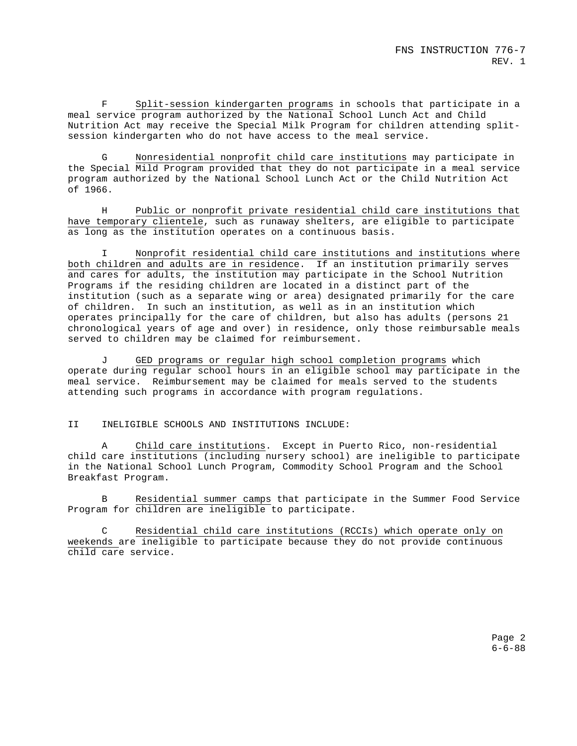F &nbsp;&nbsp;&nbsp; <u>Split-session kindergarten programs</u> in schools that participate in a meal service program authorized by the National School Lunch Act and Child Nutrition Act may receive the Special Milk Program for children attending split-session kindergarten who do not have access to the meal service.

G &nbsp;&nbsp;&nbsp; <u>Nonresidential nonprofit child care institutions</u> may participate in the Special Mild Program provided that they do not participate in a meal service program authorized by the National School Lunch Act or the Child Nutrition Act of 1966.

H &nbsp;&nbsp;&nbsp; <u>Public or nonprofit private residential child care institutions that have temporary clientele</u>, such as runaway shelters, are eligible to participate as long as the institution operates on a continuous basis.

I &nbsp;&nbsp;&nbsp; <u>Nonprofit residential child care institutions and institutions where both children and adults are in residence</u>. If an institution primarily serves and cares for adults, the institution may participate in the School Nutrition Programs if the residing children are located in a distinct part of the institution (such as a separate wing or area) designated primarily for the care of children. In such an institution, as well as in an institution which operates principally for the care of children, but also has adults (persons 21 chronological years of age and over) in residence, only those reimbursable meals served to children may be claimed for reimbursement.

J &nbsp;&nbsp;&nbsp; <u>GED programs or regular high school completion programs</u> which operate during regular school hours in an eligible school may participate in the meal service. Reimbursement may be claimed for meals served to the students attending such programs in accordance with program regulations.

II &nbsp;&nbsp;&nbsp; INELIGIBLE SCHOOLS AND INSTITUTIONS INCLUDE:

A &nbsp;&nbsp;&nbsp; <u>Child care institutions</u>. Except in Puerto Rico, non-residential child care institutions (including nursery school) are ineligible to participate in the National School Lunch Program, Commodity School Program and the School Breakfast Program.

B &nbsp;&nbsp;&nbsp; <u>Residential summer camps</u> that participate in the Summer Food Service Program for children are ineligible to participate.

C &nbsp;&nbsp;&nbsp; <u>Residential child care institutions (RCCIs) which operate only on weekends</u> are ineligible to participate because they do not provide continuous child care service.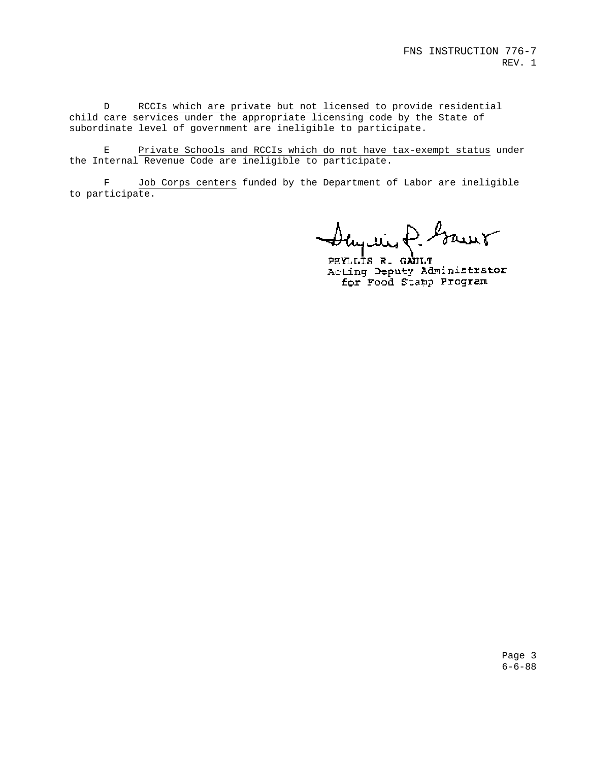D RCCIs which are private but not licensed to provide residential child care services under the appropriate licensing code by the State of subordinate level of government are ineligible to participate.

E Private Schools and RCCIs which do not have tax-exempt status under the Internal Revenue Code are ineligible to participate.

F Job Corps centers funded by the Department of Labor are ineligible to participate.

PHYLLIS R. GAULT
Acting Deputy Administrator
for Food Stamp Program